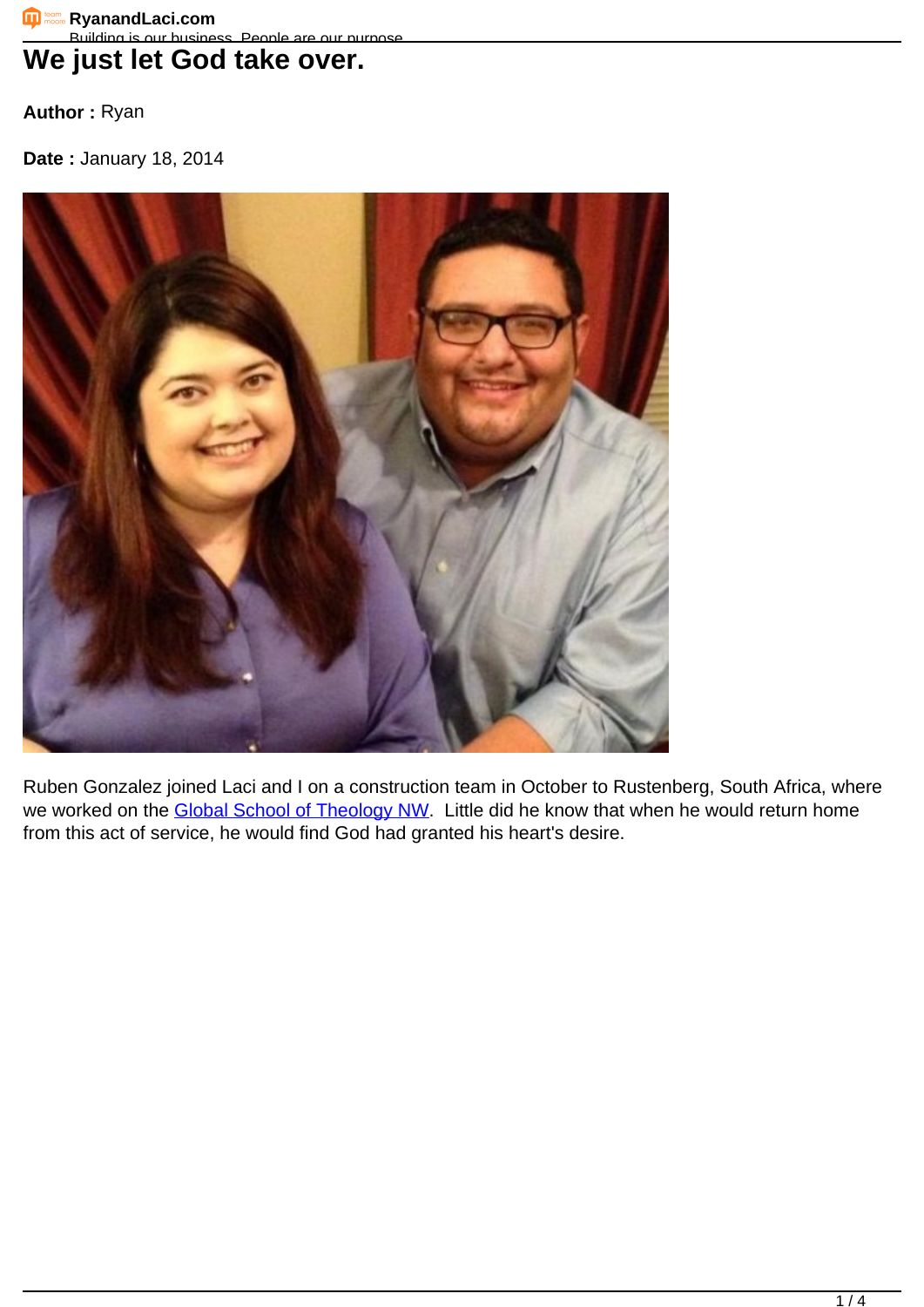# We just let God take over.

**Author :** Ryan

**Date :** January 18, 2014

Ruben Gonzalez joined Laci and I on a construction team in October to Rustenberg, South Africa, where we worked on the Global School of Theology NW. Little did he know that when he would return home from this act of service, he would find God had granted his heart's desire.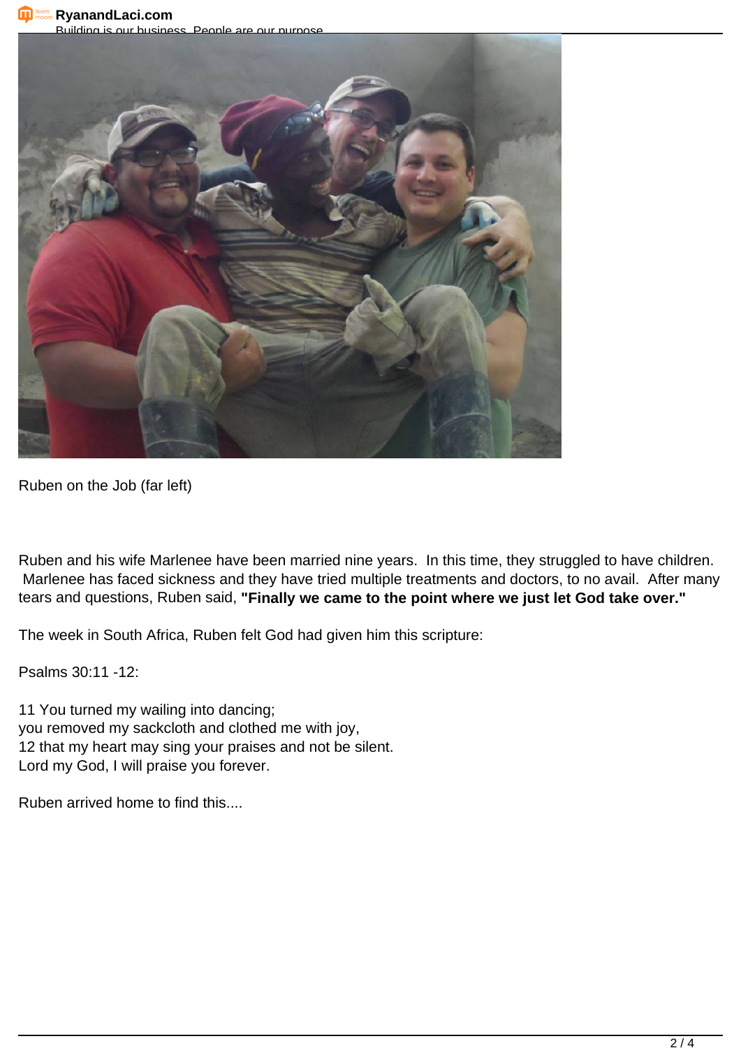Ruben on the Job (far left)

Ruben and his wife Marlenee have been married nine years. In this time, they struggled to have children. Marlenee has faced sickness and they have tried multiple treatments and doctors, to no avail. After many tears and questions, Ruben said, **"Finally we came to the point where we just let God take over."**

The week in South Africa, Ruben felt God had given him this scripture:

Psalms 30:11 -12:

11 You turned my wailing into dancing;
you removed my sackcloth and clothed me with joy,
12 that my heart may sing your praises and not be silent.
Lord my God, I will praise you forever.

Ruben arrived home to find this....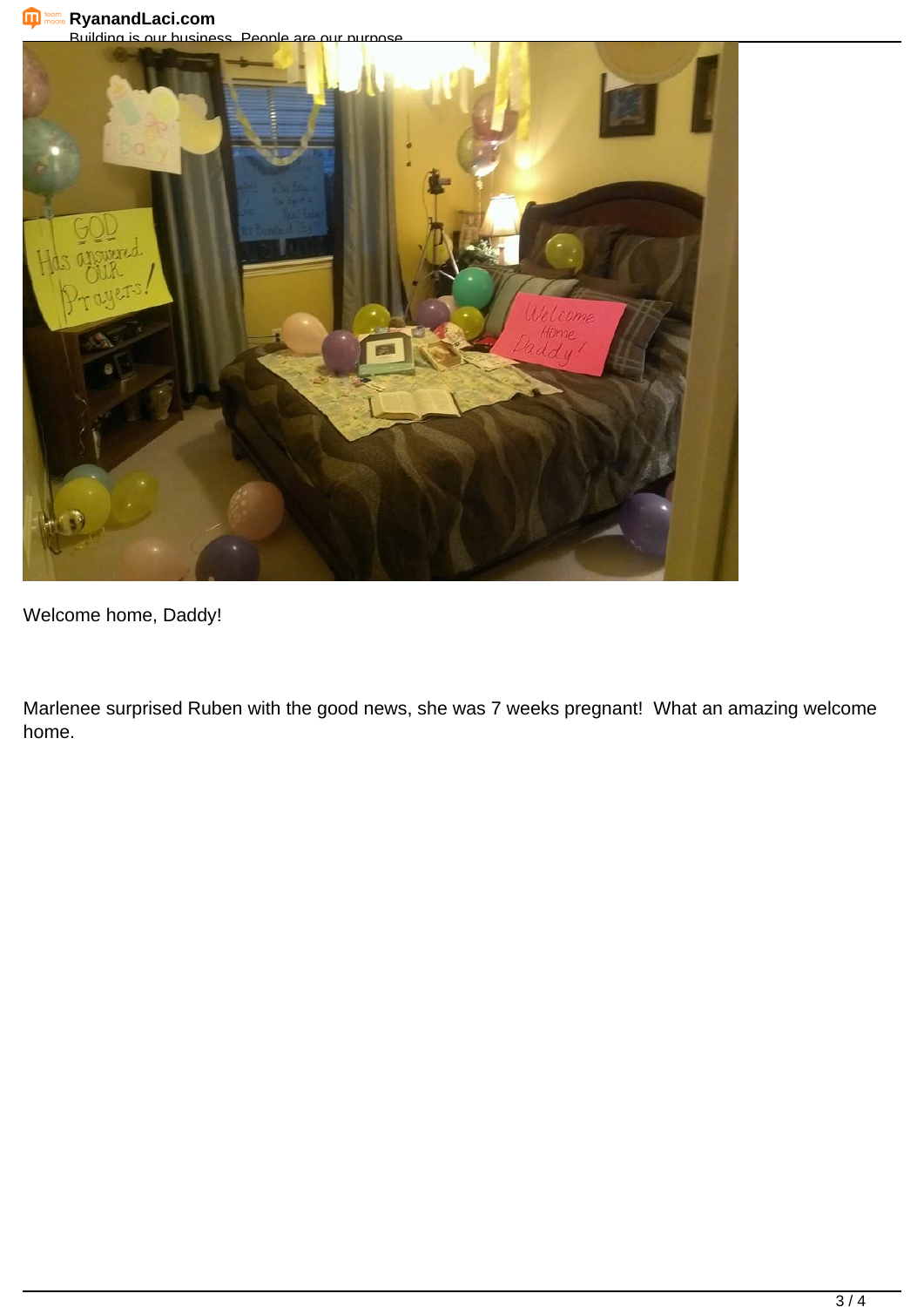Welcome home, Daddy!

Marlenee surprised Ruben with the good news, she was 7 weeks pregnant!  What an amazing welcome home.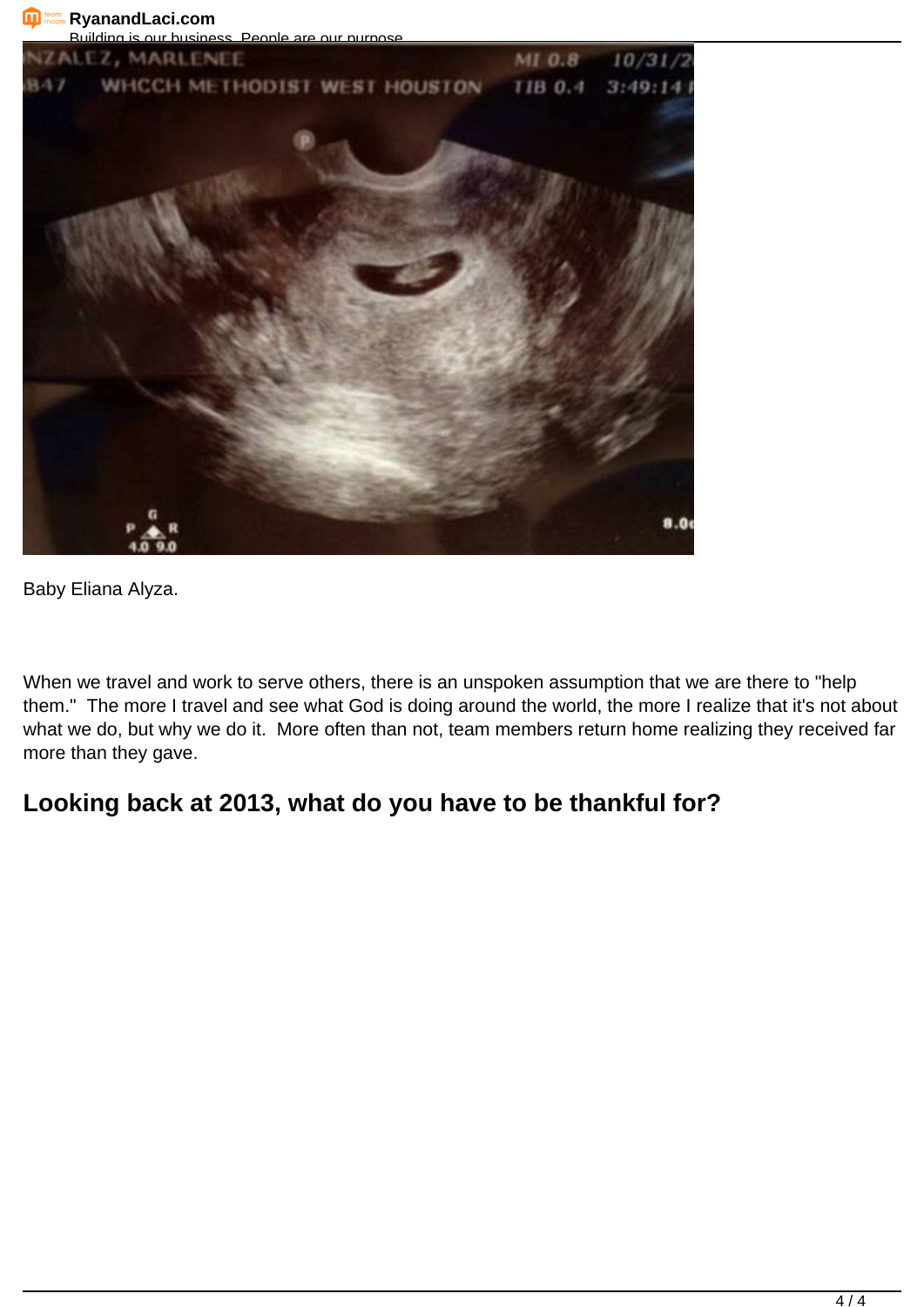Baby Eliana Alyza.

When we travel and work to serve others, there is an unspoken assumption that we are there to "help them."  The more I travel and see what God is doing around the world, the more I realize that it's not about what we do, but why we do it.  More often than not, team members return home realizing they received far more than they gave.

## Looking back at 2013, what do you have to be thankful for?